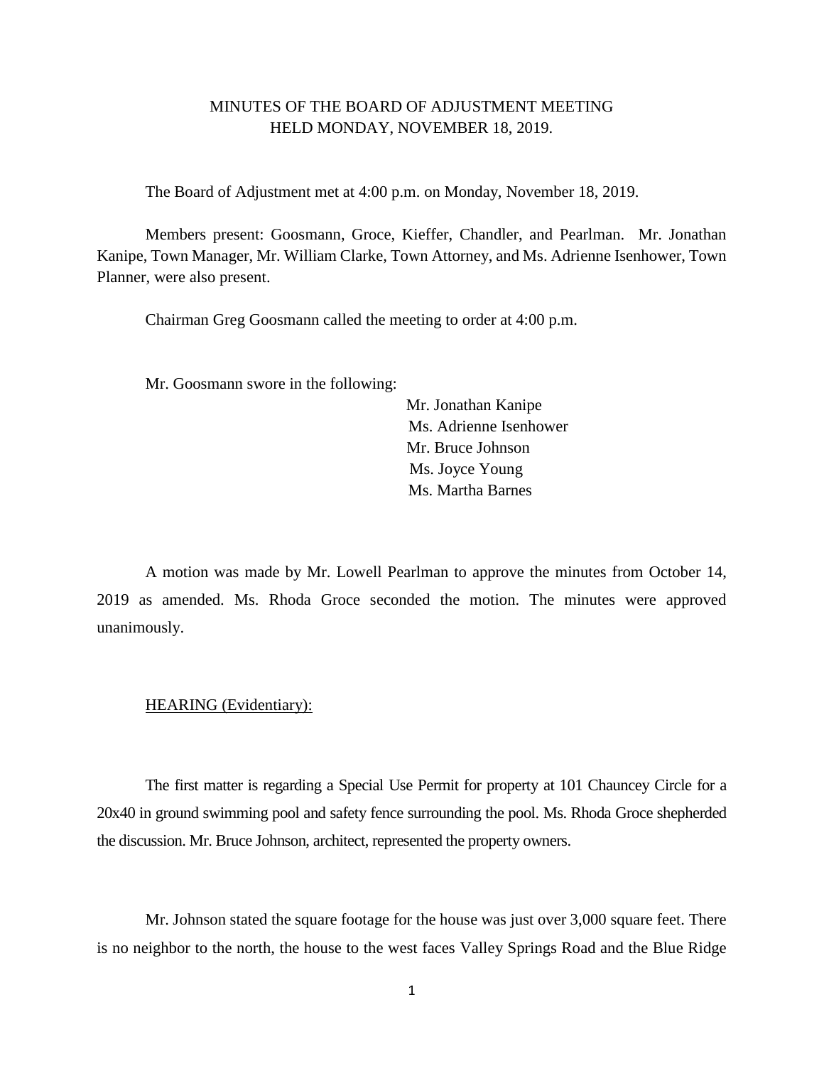# MINUTES OF THE BOARD OF ADJUSTMENT MEETING HELD MONDAY, NOVEMBER 18, 2019.

The Board of Adjustment met at 4:00 p.m. on Monday, November 18, 2019.

Members present: Goosmann, Groce, Kieffer, Chandler, and Pearlman. Mr. Jonathan Kanipe, Town Manager, Mr. William Clarke, Town Attorney, and Ms. Adrienne Isenhower, Town Planner, were also present.

Chairman Greg Goosmann called the meeting to order at 4:00 p.m.

Mr. Goosmann swore in the following:

Mr. Jonathan Kanipe
Ms. Adrienne Isenhower
Mr. Bruce Johnson
Ms. Joyce Young
Ms. Martha Barnes

A motion was made by Mr. Lowell Pearlman to approve the minutes from October 14, 2019 as amended. Ms. Rhoda Groce seconded the motion. The minutes were approved unanimously.

<u>HEARING (Evidentiary):</u>

The first matter is regarding a Special Use Permit for property at 101 Chauncey Circle for a 20x40 in ground swimming pool and safety fence surrounding the pool. Ms. Rhoda Groce shepherded the discussion. Mr. Bruce Johnson, architect, represented the property owners.

Mr. Johnson stated the square footage for the house was just over 3,000 square feet. There is no neighbor to the north, the house to the west faces Valley Springs Road and the Blue Ridge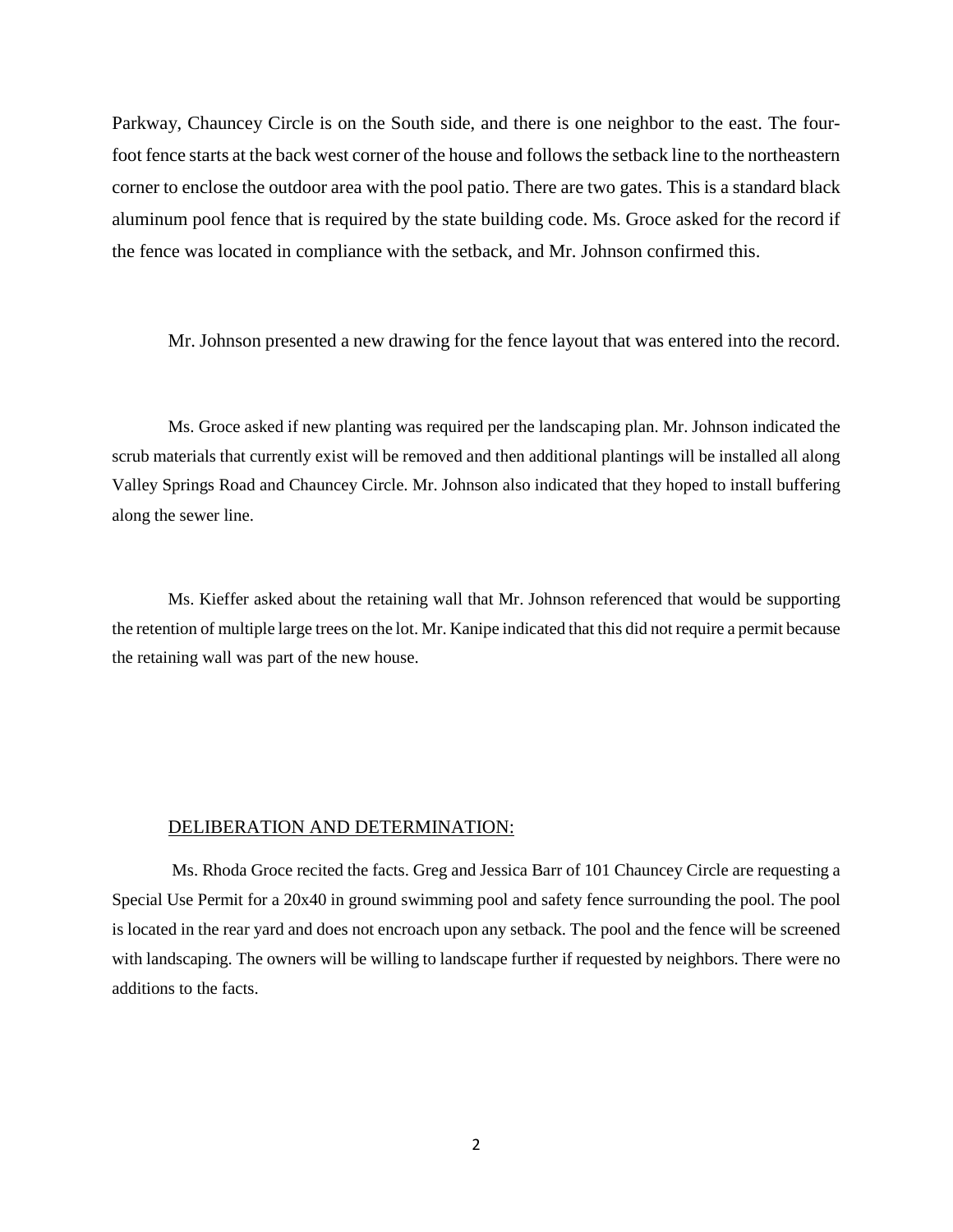Parkway, Chauncey Circle is on the South side, and there is one neighbor to the east. The four-foot fence starts at the back west corner of the house and follows the setback line to the northeastern corner to enclose the outdoor area with the pool patio. There are two gates. This is a standard black aluminum pool fence that is required by the state building code. Ms. Groce asked for the record if the fence was located in compliance with the setback, and Mr. Johnson confirmed this.

Mr. Johnson presented a new drawing for the fence layout that was entered into the record.

Ms. Groce asked if new planting was required per the landscaping plan. Mr. Johnson indicated the scrub materials that currently exist will be removed and then additional plantings will be installed all along Valley Springs Road and Chauncey Circle. Mr. Johnson also indicated that they hoped to install buffering along the sewer line.

Ms. Kieffer asked about the retaining wall that Mr. Johnson referenced that would be supporting the retention of multiple large trees on the lot. Mr. Kanipe indicated that this did not require a permit because the retaining wall was part of the new house.

DELIBERATION AND DETERMINATION:

Ms. Rhoda Groce recited the facts. Greg and Jessica Barr of 101 Chauncey Circle are requesting a Special Use Permit for a 20x40 in ground swimming pool and safety fence surrounding the pool. The pool is located in the rear yard and does not encroach upon any setback. The pool and the fence will be screened with landscaping. The owners will be willing to landscape further if requested by neighbors. There were no additions to the facts.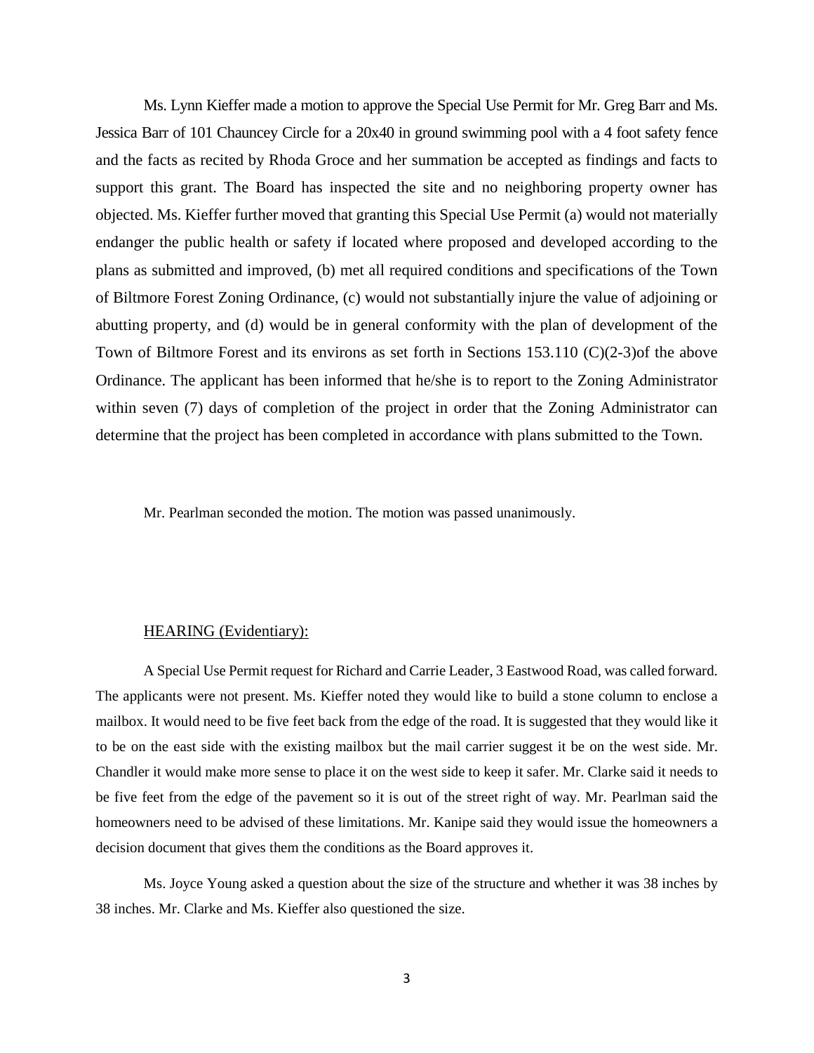Ms. Lynn Kieffer made a motion to approve the Special Use Permit for Mr. Greg Barr and Ms. Jessica Barr of 101 Chauncey Circle for a 20x40 in ground swimming pool with a 4 foot safety fence and the facts as recited by Rhoda Groce and her summation be accepted as findings and facts to support this grant. The Board has inspected the site and no neighboring property owner has objected. Ms. Kieffer further moved that granting this Special Use Permit (a) would not materially endanger the public health or safety if located where proposed and developed according to the plans as submitted and improved, (b) met all required conditions and specifications of the Town of Biltmore Forest Zoning Ordinance, (c) would not substantially injure the value of adjoining or abutting property, and (d) would be in general conformity with the plan of development of the Town of Biltmore Forest and its environs as set forth in Sections 153.110 (C)(2-3)of the above Ordinance. The applicant has been informed that he/she is to report to the Zoning Administrator within seven (7) days of completion of the project in order that the Zoning Administrator can determine that the project has been completed in accordance with plans submitted to the Town.

Mr. Pearlman seconded the motion. The motion was passed unanimously.

HEARING (Evidentiary):

A Special Use Permit request for Richard and Carrie Leader, 3 Eastwood Road, was called forward. The applicants were not present. Ms. Kieffer noted they would like to build a stone column to enclose a mailbox. It would need to be five feet back from the edge of the road. It is suggested that they would like it to be on the east side with the existing mailbox but the mail carrier suggest it be on the west side. Mr. Chandler it would make more sense to place it on the west side to keep it safer. Mr. Clarke said it needs to be five feet from the edge of the pavement so it is out of the street right of way. Mr. Pearlman said the homeowners need to be advised of these limitations. Mr. Kanipe said they would issue the homeowners a decision document that gives them the conditions as the Board approves it.

Ms. Joyce Young asked a question about the size of the structure and whether it was 38 inches by 38 inches. Mr. Clarke and Ms. Kieffer also questioned the size.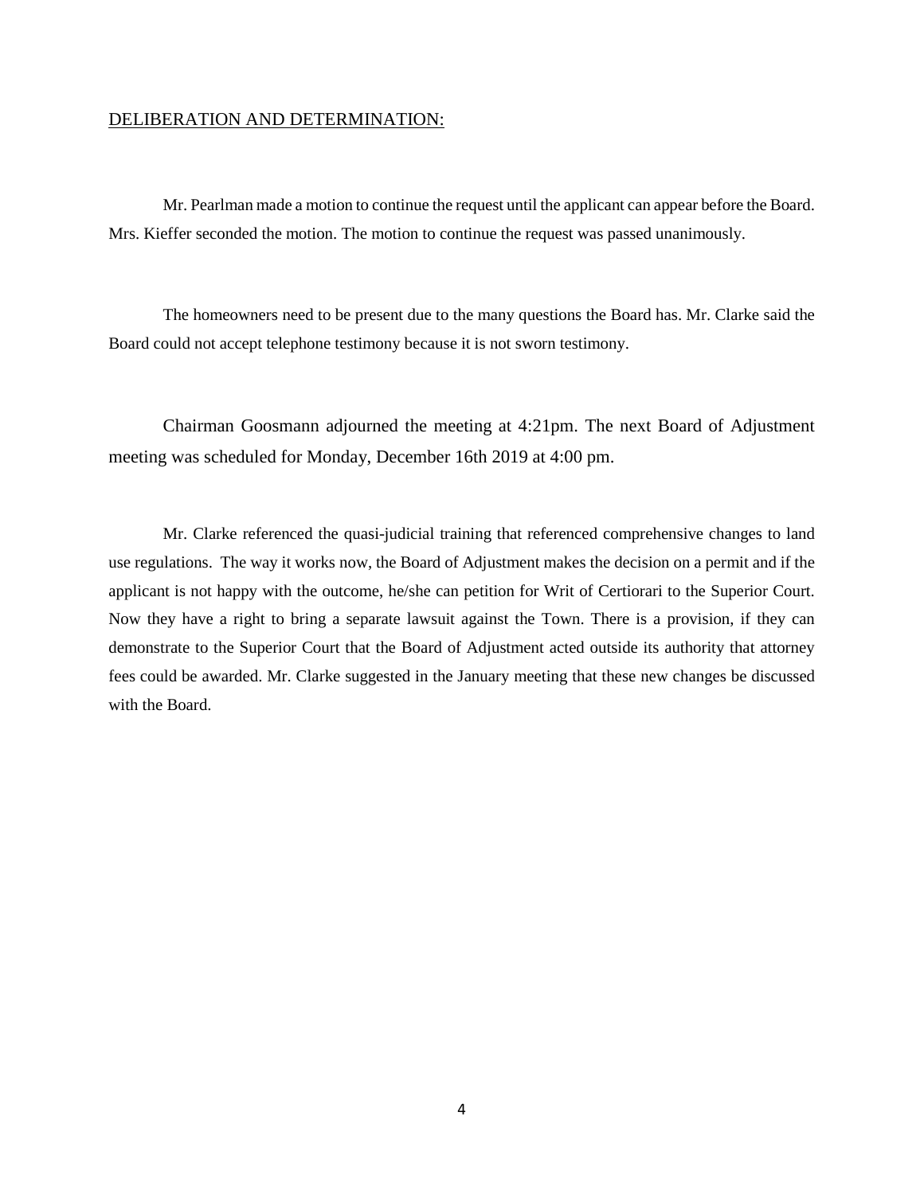## DELIBERATION AND DETERMINATION:

Mr. Pearlman made a motion to continue the request until the applicant can appear before the Board. Mrs. Kieffer seconded the motion. The motion to continue the request was passed unanimously.

The homeowners need to be present due to the many questions the Board has. Mr. Clarke said the Board could not accept telephone testimony because it is not sworn testimony.

Chairman Goosmann adjourned the meeting at 4:21pm. The next Board of Adjustment meeting was scheduled for Monday, December 16th 2019 at 4:00 pm.

Mr. Clarke referenced the quasi-judicial training that referenced comprehensive changes to land use regulations. The way it works now, the Board of Adjustment makes the decision on a permit and if the applicant is not happy with the outcome, he/she can petition for Writ of Certiorari to the Superior Court. Now they have a right to bring a separate lawsuit against the Town. There is a provision, if they can demonstrate to the Superior Court that the Board of Adjustment acted outside its authority that attorney fees could be awarded. Mr. Clarke suggested in the January meeting that these new changes be discussed with the Board.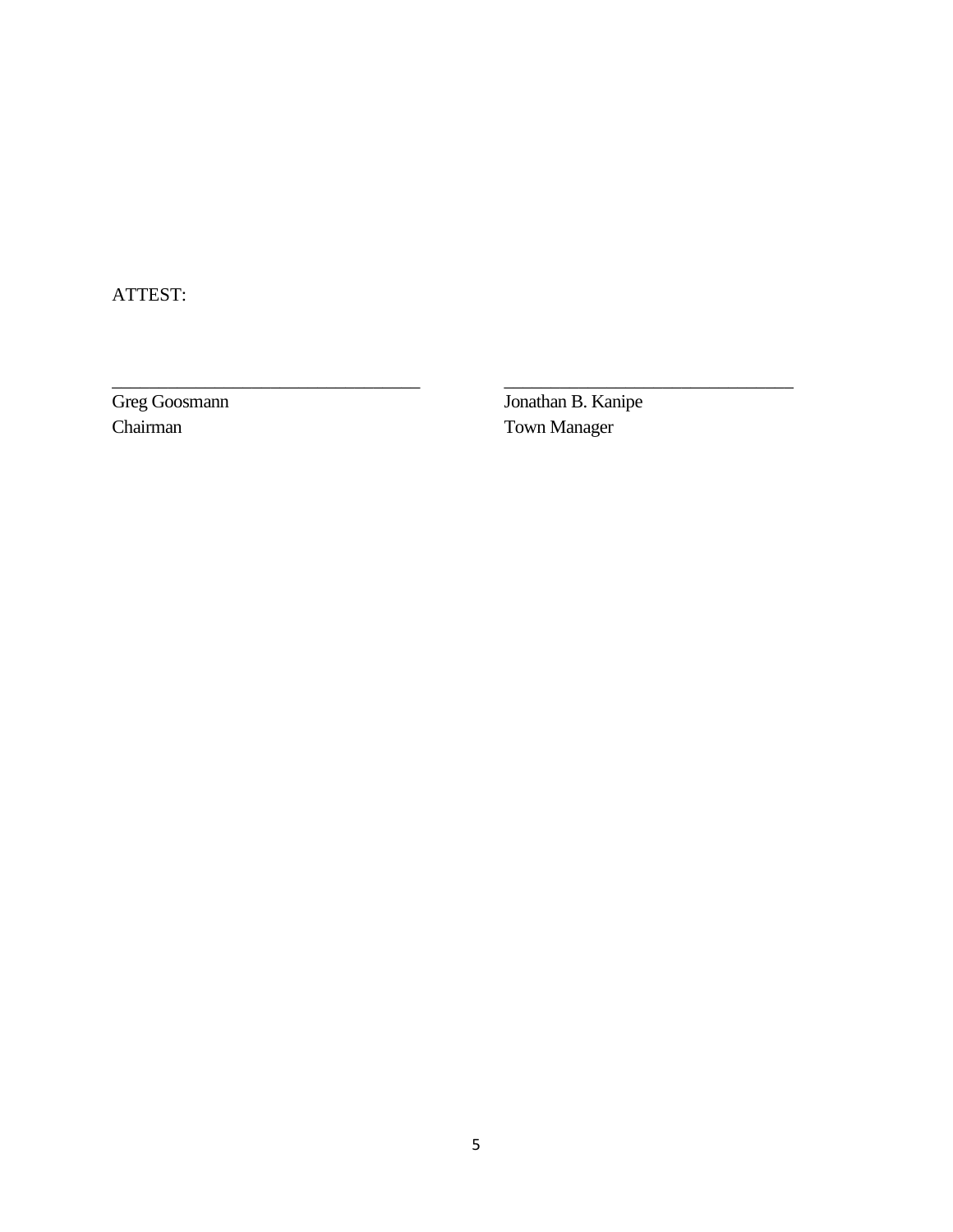ATTEST:

| | |
|---|---|
| _________________________________ | _________________________________ |
| Greg Goosmann | Jonathan B. Kanipe |
| Chairman | Town Manager |